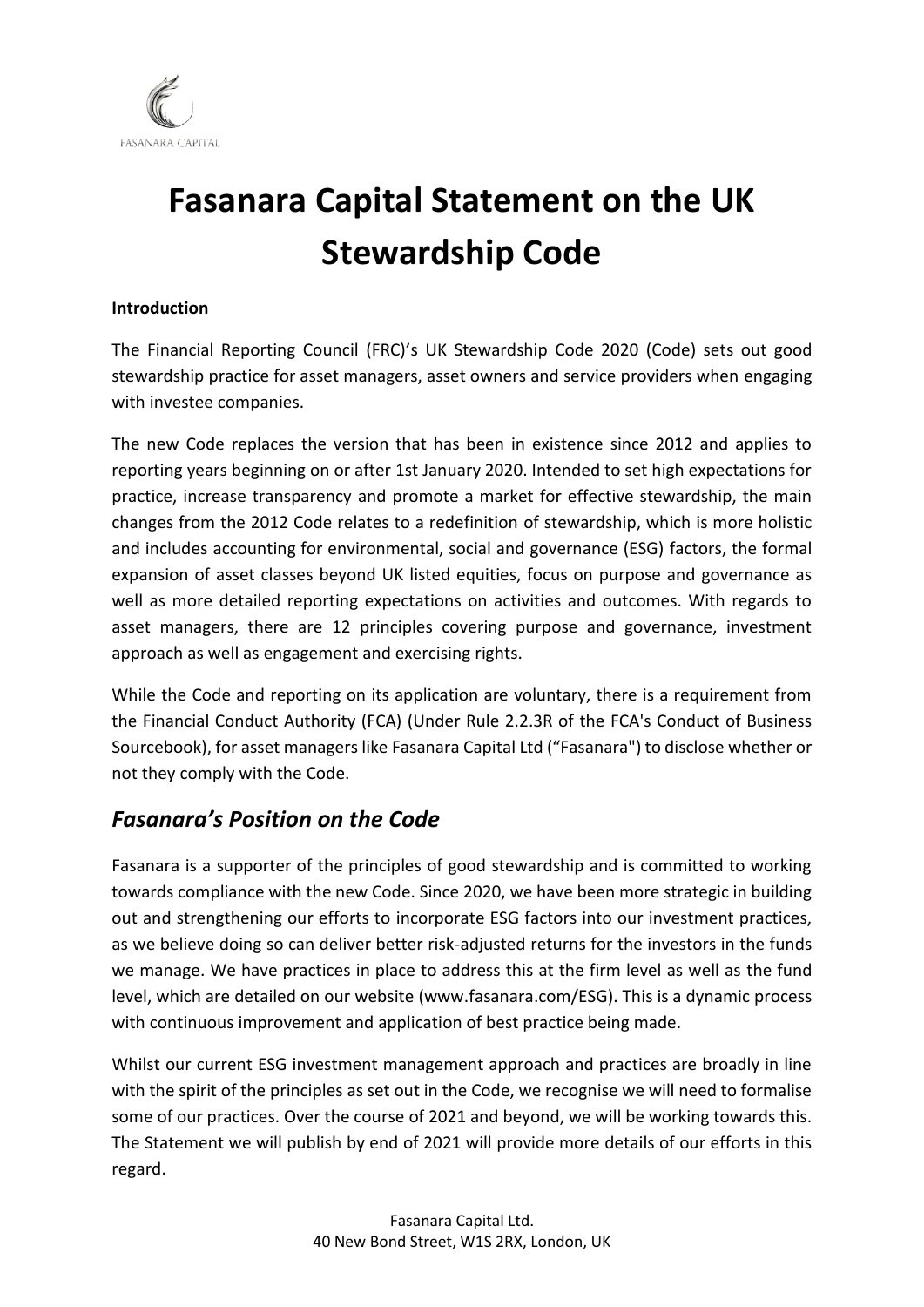# Fasanara Capital Statement on the UK Stewardship Code

**Introduction**

The Financial Reporting Council (FRC)'s UK Stewardship Code 2020 (Code) sets out good stewardship practice for asset managers, asset owners and service providers when engaging with investee companies.

The new Code replaces the version that has been in existence since 2012 and applies to reporting years beginning on or after 1st January 2020. Intended to set high expectations for practice, increase transparency and promote a market for effective stewardship, the main changes from the 2012 Code relates to a redefinition of stewardship, which is more holistic and includes accounting for environmental, social and governance (ESG) factors, the formal expansion of asset classes beyond UK listed equities, focus on purpose and governance as well as more detailed reporting expectations on activities and outcomes. With regards to asset managers, there are 12 principles covering purpose and governance, investment approach as well as engagement and exercising rights.

While the Code and reporting on its application are voluntary, there is a requirement from the Financial Conduct Authority (FCA) (Under Rule 2.2.3R of the FCA's Conduct of Business Sourcebook), for asset managers like Fasanara Capital Ltd ("Fasanara") to disclose whether or not they comply with the Code.

## *Fasanara's Position on the Code*

Fasanara is a supporter of the principles of good stewardship and is committed to working towards compliance with the new Code. Since 2020, we have been more strategic in building out and strengthening our efforts to incorporate ESG factors into our investment practices, as we believe doing so can deliver better risk-adjusted returns for the investors in the funds we manage. We have practices in place to address this at the firm level as well as the fund level, which are detailed on our website (www.fasanara.com/ESG). This is a dynamic process with continuous improvement and application of best practice being made.

Whilst our current ESG investment management approach and practices are broadly in line with the spirit of the principles as set out in the Code, we recognise we will need to formalise some of our practices. Over the course of 2021 and beyond, we will be working towards this. The Statement we will publish by end of 2021 will provide more details of our efforts in this regard.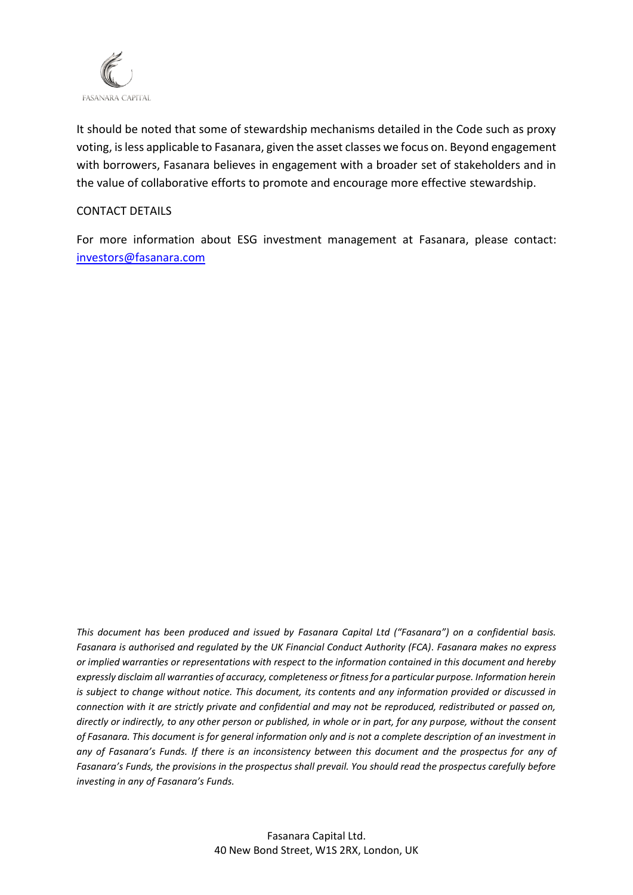It should be noted that some of stewardship mechanisms detailed in the Code such as proxy voting, is less applicable to Fasanara, given the asset classes we focus on. Beyond engagement with borrowers, Fasanara believes in engagement with a broader set of stakeholders and in the value of collaborative efforts to promote and encourage more effective stewardship.

CONTACT DETAILS

For more information about ESG investment management at Fasanara, please contact: investors@fasanara.com

*This document has been produced and issued by Fasanara Capital Ltd ("Fasanara") on a confidential basis. Fasanara is authorised and regulated by the UK Financial Conduct Authority (FCA). Fasanara makes no express or implied warranties or representations with respect to the information contained in this document and hereby expressly disclaim all warranties of accuracy, completeness or fitness for a particular purpose. Information herein is subject to change without notice. This document, its contents and any information provided or discussed in connection with it are strictly private and confidential and may not be reproduced, redistributed or passed on, directly or indirectly, to any other person or published, in whole or in part, for any purpose, without the consent of Fasanara. This document is for general information only and is not a complete description of an investment in any of Fasanara's Funds. If there is an inconsistency between this document and the prospectus for any of Fasanara's Funds, the provisions in the prospectus shall prevail. You should read the prospectus carefully before investing in any of Fasanara's Funds.*

Fasanara Capital Ltd.
40 New Bond Street, W1S 2RX, London, UK